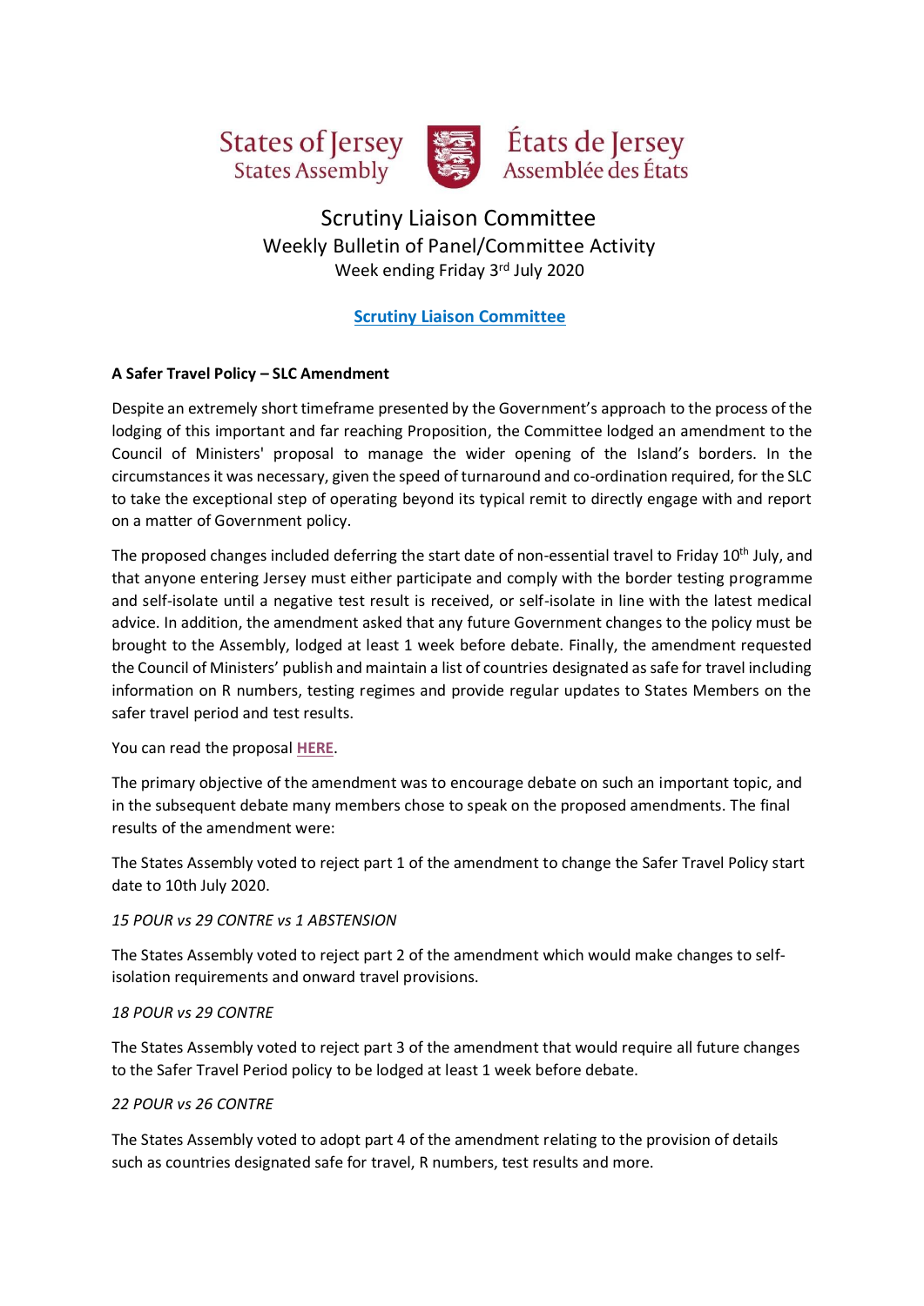States of Jersey
States Assembly

États de Jersey
Assemblée des États

# Scrutiny Liaison Committee

## Weekly Bulletin of Panel/Committee Activity

Week ending Friday 3rd July 2020

## Scrutiny Liaison Committee

### A Safer Travel Policy – SLC Amendment

Despite an extremely short timeframe presented by the Government's approach to the process of the lodging of this important and far reaching Proposition, the Committee lodged an amendment to the Council of Ministers' proposal to manage the wider opening of the Island's borders. In the circumstances it was necessary, given the speed of turnaround and co-ordination required, for the SLC to take the exceptional step of operating beyond its typical remit to directly engage with and report on a matter of Government policy.

The proposed changes included deferring the start date of non-essential travel to Friday 10th July, and that anyone entering Jersey must either participate and comply with the border testing programme and self-isolate until a negative test result is received, or self-isolate in line with the latest medical advice. In addition, the amendment asked that any future Government changes to the policy must be brought to the Assembly, lodged at least 1 week before debate. Finally, the amendment requested the Council of Ministers' publish and maintain a list of countries designated as safe for travel including information on R numbers, testing regimes and provide regular updates to States Members on the safer travel period and test results.

You can read the proposal **HERE**.

The primary objective of the amendment was to encourage debate on such an important topic, and in the subsequent debate many members chose to speak on the proposed amendments. The final results of the amendment were:

The States Assembly voted to reject part 1 of the amendment to change the Safer Travel Policy start date to 10th July 2020.

*15 POUR vs 29 CONTRE vs 1 ABSTENSION*

The States Assembly voted to reject part 2 of the amendment which would make changes to self-isolation requirements and onward travel provisions.

*18 POUR vs 29 CONTRE*

The States Assembly voted to reject part 3 of the amendment that would require all future changes to the Safer Travel Period policy to be lodged at least 1 week before debate.

*22 POUR vs 26 CONTRE*

The States Assembly voted to adopt part 4 of the amendment relating to the provision of details such as countries designated safe for travel, R numbers, test results and more.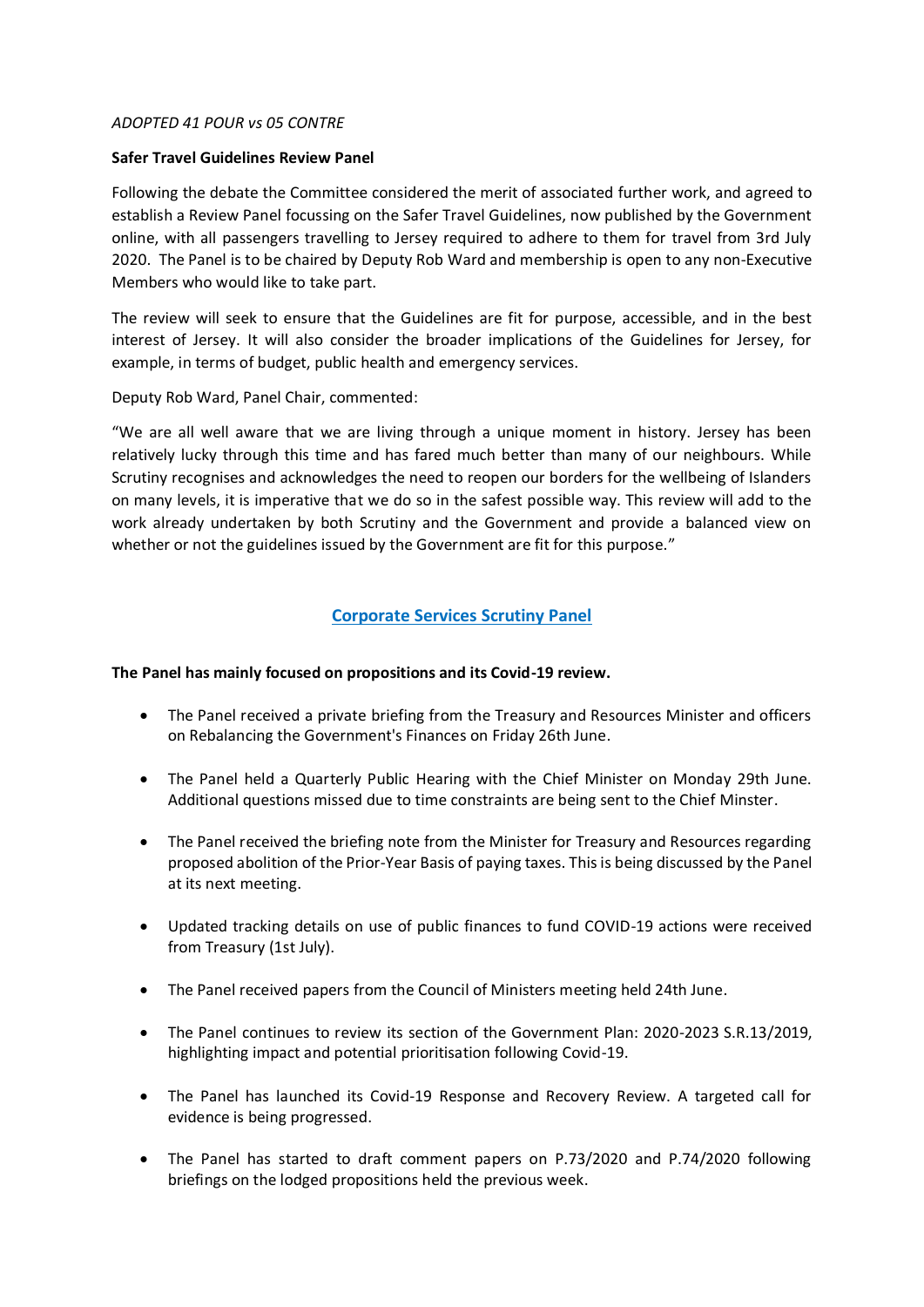*ADOPTED 41 POUR vs 05 CONTRE*

**Safer Travel Guidelines Review Panel**

Following the debate the Committee considered the merit of associated further work, and agreed to establish a Review Panel focussing on the Safer Travel Guidelines, now published by the Government online, with all passengers travelling to Jersey required to adhere to them for travel from 3rd July 2020. The Panel is to be chaired by Deputy Rob Ward and membership is open to any non-Executive Members who would like to take part.

The review will seek to ensure that the Guidelines are fit for purpose, accessible, and in the best interest of Jersey. It will also consider the broader implications of the Guidelines for Jersey, for example, in terms of budget, public health and emergency services.

Deputy Rob Ward, Panel Chair, commented:

"We are all well aware that we are living through a unique moment in history. Jersey has been relatively lucky through this time and has fared much better than many of our neighbours. While Scrutiny recognises and acknowledges the need to reopen our borders for the wellbeing of Islanders on many levels, it is imperative that we do so in the safest possible way. This review will add to the work already undertaken by both Scrutiny and the Government and provide a balanced view on whether or not the guidelines issued by the Government are fit for this purpose."

## Corporate Services Scrutiny Panel

**The Panel has mainly focused on propositions and its Covid-19 review.**

- The Panel received a private briefing from the Treasury and Resources Minister and officers on Rebalancing the Government's Finances on Friday 26th June.
- The Panel held a Quarterly Public Hearing with the Chief Minister on Monday 29th June. Additional questions missed due to time constraints are being sent to the Chief Minster.
- The Panel received the briefing note from the Minister for Treasury and Resources regarding proposed abolition of the Prior-Year Basis of paying taxes. This is being discussed by the Panel at its next meeting.
- Updated tracking details on use of public finances to fund COVID-19 actions were received from Treasury (1st July).
- The Panel received papers from the Council of Ministers meeting held 24th June.
- The Panel continues to review its section of the Government Plan: 2020-2023 S.R.13/2019, highlighting impact and potential prioritisation following Covid-19.
- The Panel has launched its Covid-19 Response and Recovery Review. A targeted call for evidence is being progressed.
- The Panel has started to draft comment papers on P.73/2020 and P.74/2020 following briefings on the lodged propositions held the previous week.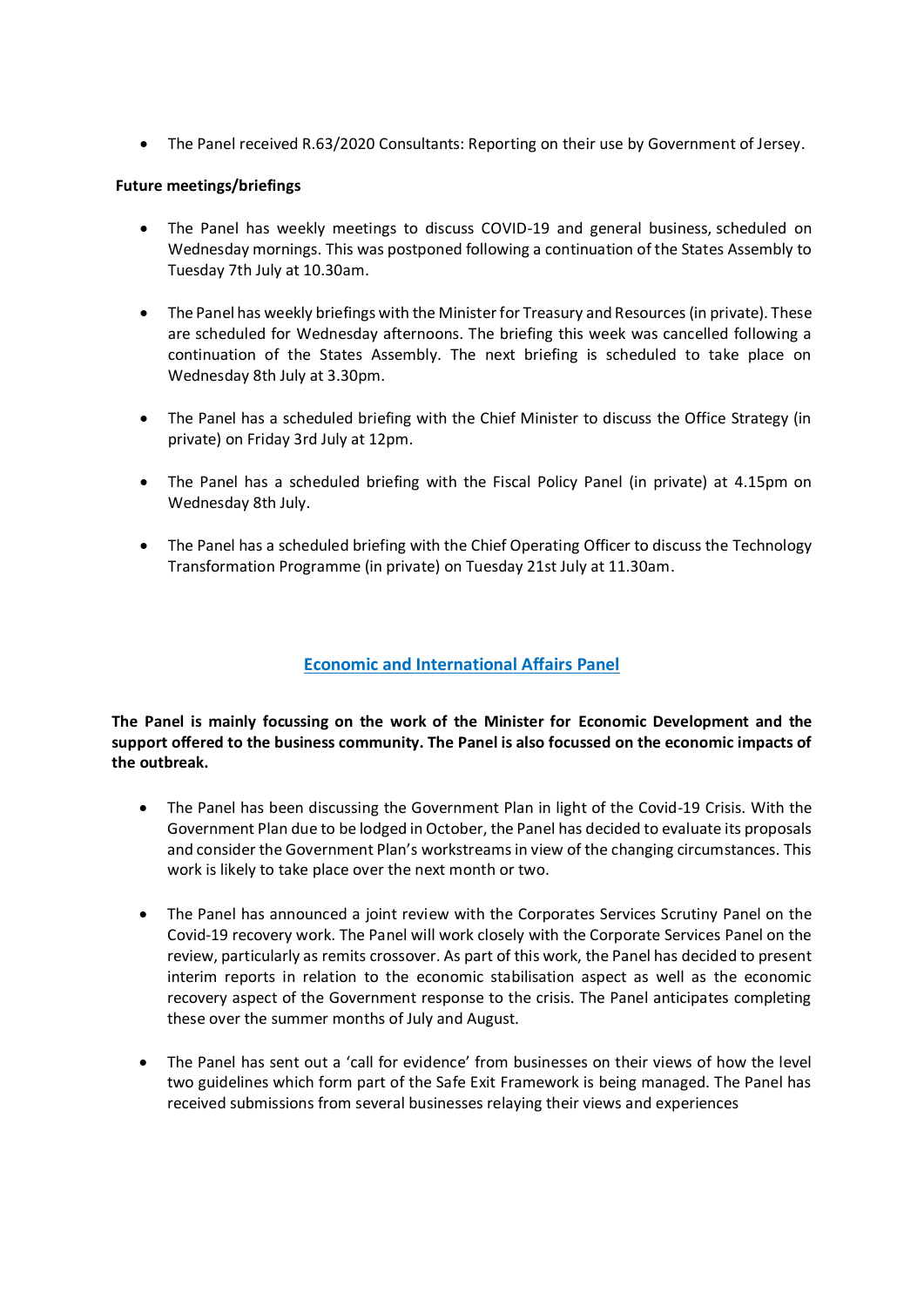- The Panel received R.63/2020 Consultants: Reporting on their use by Government of Jersey.

**Future meetings/briefings**

- The Panel has weekly meetings to discuss COVID-19 and general business, scheduled on Wednesday mornings. This was postponed following a continuation of the States Assembly to Tuesday 7th July at 10.30am.
- The Panel has weekly briefings with the Minister for Treasury and Resources (in private). These are scheduled for Wednesday afternoons. The briefing this week was cancelled following a continuation of the States Assembly. The next briefing is scheduled to take place on Wednesday 8th July at 3.30pm.
- The Panel has a scheduled briefing with the Chief Minister to discuss the Office Strategy (in private) on Friday 3rd July at 12pm.
- The Panel has a scheduled briefing with the Fiscal Policy Panel (in private) at 4.15pm on Wednesday 8th July.
- The Panel has a scheduled briefing with the Chief Operating Officer to discuss the Technology Transformation Programme (in private) on Tuesday 21st July at 11.30am.

## Economic and International Affairs Panel

**The Panel is mainly focussing on the work of the Minister for Economic Development and the support offered to the business community. The Panel is also focussed on the economic impacts of the outbreak.**

- The Panel has been discussing the Government Plan in light of the Covid-19 Crisis. With the Government Plan due to be lodged in October, the Panel has decided to evaluate its proposals and consider the Government Plan's workstreams in view of the changing circumstances. This work is likely to take place over the next month or two.
- The Panel has announced a joint review with the Corporates Services Scrutiny Panel on the Covid-19 recovery work. The Panel will work closely with the Corporate Services Panel on the review, particularly as remits crossover. As part of this work, the Panel has decided to present interim reports in relation to the economic stabilisation aspect as well as the economic recovery aspect of the Government response to the crisis. The Panel anticipates completing these over the summer months of July and August.
- The Panel has sent out a 'call for evidence' from businesses on their views of how the level two guidelines which form part of the Safe Exit Framework is being managed. The Panel has received submissions from several businesses relaying their views and experiences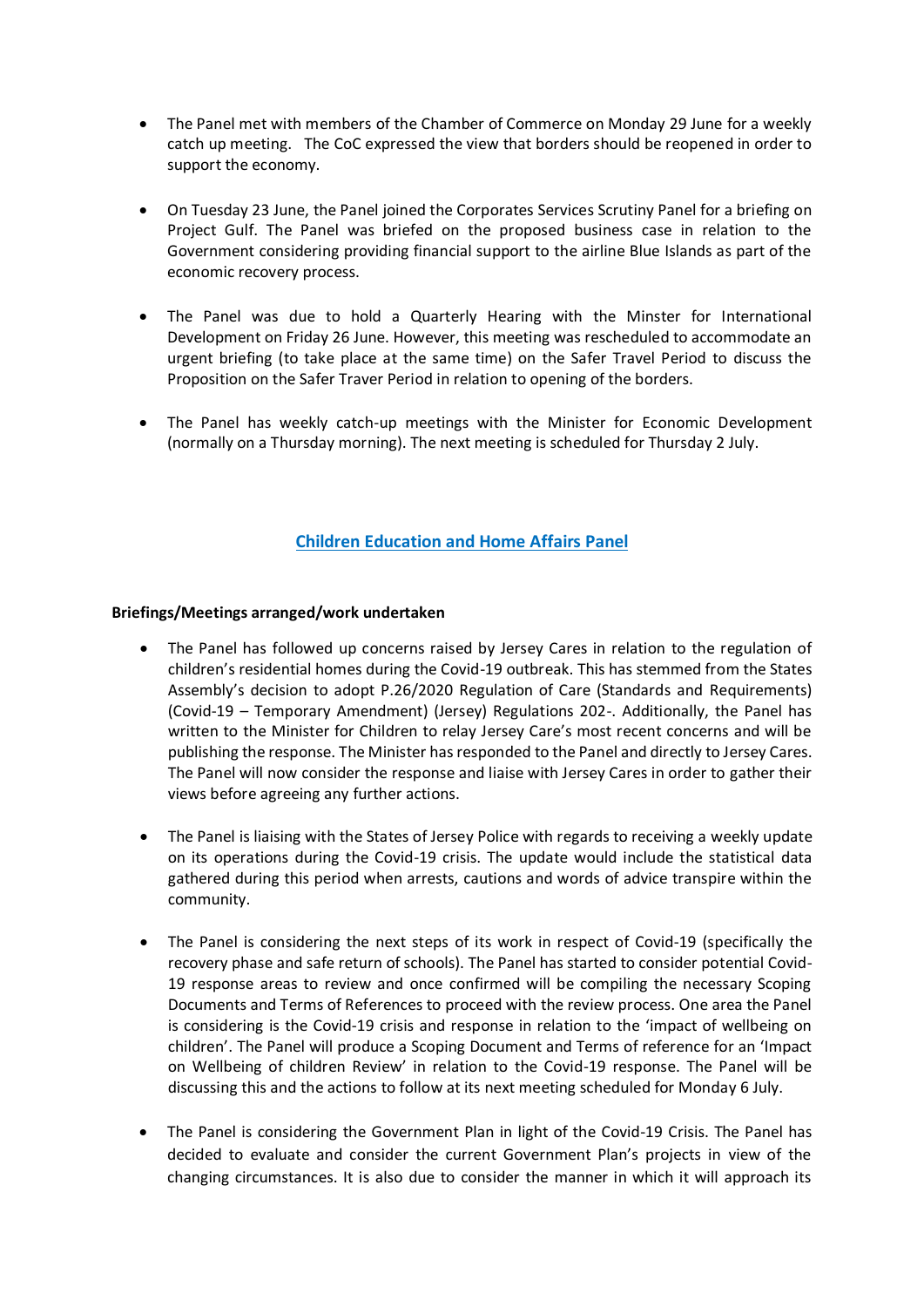- The Panel met with members of the Chamber of Commerce on Monday 29 June for a weekly catch up meeting. The CoC expressed the view that borders should be reopened in order to support the economy.

- On Tuesday 23 June, the Panel joined the Corporates Services Scrutiny Panel for a briefing on Project Gulf. The Panel was briefed on the proposed business case in relation to the Government considering providing financial support to the airline Blue Islands as part of the economic recovery process.

- The Panel was due to hold a Quarterly Hearing with the Minster for International Development on Friday 26 June. However, this meeting was rescheduled to accommodate an urgent briefing (to take place at the same time) on the Safer Travel Period to discuss the Proposition on the Safer Traver Period in relation to opening of the borders.

- The Panel has weekly catch-up meetings with the Minister for Economic Development (normally on a Thursday morning). The next meeting is scheduled for Thursday 2 July.

## Children Education and Home Affairs Panel

**Briefings/Meetings arranged/work undertaken**

- The Panel has followed up concerns raised by Jersey Cares in relation to the regulation of children's residential homes during the Covid-19 outbreak. This has stemmed from the States Assembly's decision to adopt P.26/2020 Regulation of Care (Standards and Requirements) (Covid-19 – Temporary Amendment) (Jersey) Regulations 202-. Additionally, the Panel has written to the Minister for Children to relay Jersey Care's most recent concerns and will be publishing the response. The Minister has responded to the Panel and directly to Jersey Cares. The Panel will now consider the response and liaise with Jersey Cares in order to gather their views before agreeing any further actions.

- The Panel is liaising with the States of Jersey Police with regards to receiving a weekly update on its operations during the Covid-19 crisis. The update would include the statistical data gathered during this period when arrests, cautions and words of advice transpire within the community.

- The Panel is considering the next steps of its work in respect of Covid-19 (specifically the recovery phase and safe return of schools). The Panel has started to consider potential Covid-19 response areas to review and once confirmed will be compiling the necessary Scoping Documents and Terms of References to proceed with the review process. One area the Panel is considering is the Covid-19 crisis and response in relation to the 'impact of wellbeing on children'. The Panel will produce a Scoping Document and Terms of reference for an 'Impact on Wellbeing of children Review' in relation to the Covid-19 response. The Panel will be discussing this and the actions to follow at its next meeting scheduled for Monday 6 July.

- The Panel is considering the Government Plan in light of the Covid-19 Crisis. The Panel has decided to evaluate and consider the current Government Plan's projects in view of the changing circumstances. It is also due to consider the manner in which it will approach its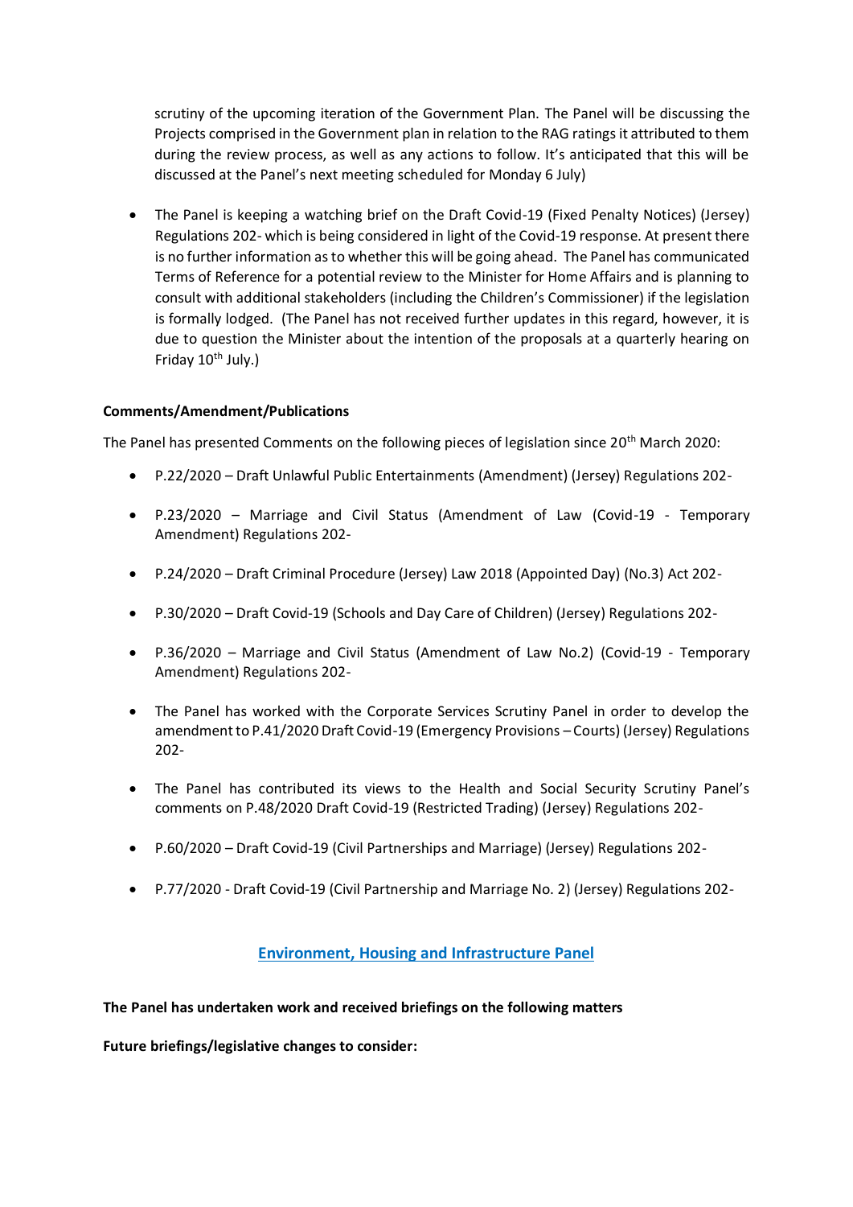scrutiny of the upcoming iteration of the Government Plan. The Panel will be discussing the Projects comprised in the Government plan in relation to the RAG ratings it attributed to them during the review process, as well as any actions to follow. It's anticipated that this will be discussed at the Panel's next meeting scheduled for Monday 6 July)

- The Panel is keeping a watching brief on the Draft Covid-19 (Fixed Penalty Notices) (Jersey) Regulations 202- which is being considered in light of the Covid-19 response. At present there is no further information as to whether this will be going ahead. The Panel has communicated Terms of Reference for a potential review to the Minister for Home Affairs and is planning to consult with additional stakeholders (including the Children's Commissioner) if the legislation is formally lodged. (The Panel has not received further updates in this regard, however, it is due to question the Minister about the intention of the proposals at a quarterly hearing on Friday 10th July.)

**Comments/Amendment/Publications**

The Panel has presented Comments on the following pieces of legislation since 20th March 2020:

- P.22/2020 – Draft Unlawful Public Entertainments (Amendment) (Jersey) Regulations 202-
- P.23/2020 – Marriage and Civil Status (Amendment of Law (Covid-19 - Temporary Amendment) Regulations 202-
- P.24/2020 – Draft Criminal Procedure (Jersey) Law 2018 (Appointed Day) (No.3) Act 202-
- P.30/2020 – Draft Covid-19 (Schools and Day Care of Children) (Jersey) Regulations 202-
- P.36/2020 – Marriage and Civil Status (Amendment of Law No.2) (Covid-19 - Temporary Amendment) Regulations 202-
- The Panel has worked with the Corporate Services Scrutiny Panel in order to develop the amendment to P.41/2020 Draft Covid-19 (Emergency Provisions – Courts) (Jersey) Regulations 202-
- The Panel has contributed its views to the Health and Social Security Scrutiny Panel's comments on P.48/2020 Draft Covid-19 (Restricted Trading) (Jersey) Regulations 202-
- P.60/2020 – Draft Covid-19 (Civil Partnerships and Marriage) (Jersey) Regulations 202-
- P.77/2020 - Draft Covid-19 (Civil Partnership and Marriage No. 2) (Jersey) Regulations 202-

## Environment, Housing and Infrastructure Panel

**The Panel has undertaken work and received briefings on the following matters**

**Future briefings/legislative changes to consider:**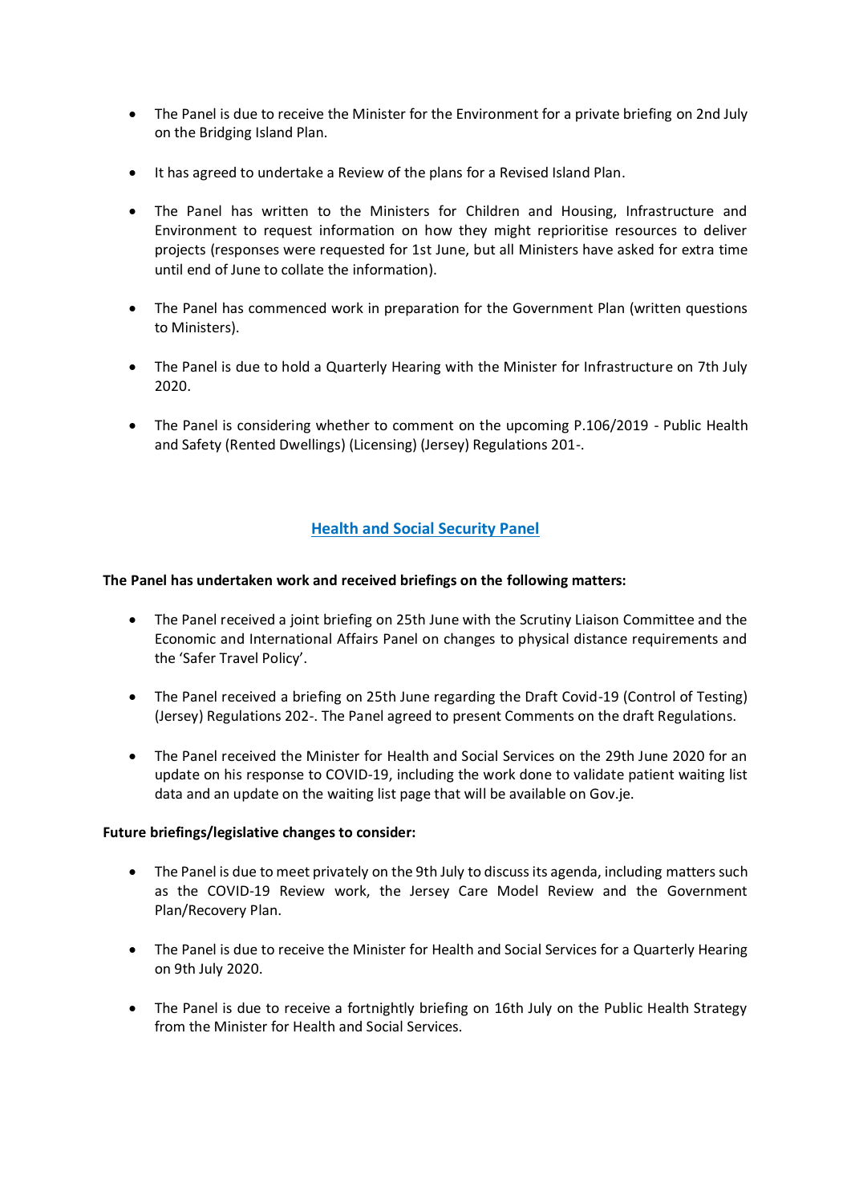- The Panel is due to receive the Minister for the Environment for a private briefing on 2nd July on the Bridging Island Plan.

- It has agreed to undertake a Review of the plans for a Revised Island Plan.

- The Panel has written to the Ministers for Children and Housing, Infrastructure and Environment to request information on how they might reprioritise resources to deliver projects (responses were requested for 1st June, but all Ministers have asked for extra time until end of June to collate the information).

- The Panel has commenced work in preparation for the Government Plan (written questions to Ministers).

- The Panel is due to hold a Quarterly Hearing with the Minister for Infrastructure on 7th July 2020.

- The Panel is considering whether to comment on the upcoming P.106/2019 - Public Health and Safety (Rented Dwellings) (Licensing) (Jersey) Regulations 201-.

## Health and Social Security Panel

**The Panel has undertaken work and received briefings on the following matters:**

- The Panel received a joint briefing on 25th June with the Scrutiny Liaison Committee and the Economic and International Affairs Panel on changes to physical distance requirements and the 'Safer Travel Policy'.

- The Panel received a briefing on 25th June regarding the Draft Covid-19 (Control of Testing) (Jersey) Regulations 202-. The Panel agreed to present Comments on the draft Regulations.

- The Panel received the Minister for Health and Social Services on the 29th June 2020 for an update on his response to COVID-19, including the work done to validate patient waiting list data and an update on the waiting list page that will be available on Gov.je.

**Future briefings/legislative changes to consider:**

- The Panel is due to meet privately on the 9th July to discuss its agenda, including matters such as the COVID-19 Review work, the Jersey Care Model Review and the Government Plan/Recovery Plan.

- The Panel is due to receive the Minister for Health and Social Services for a Quarterly Hearing on 9th July 2020.

- The Panel is due to receive a fortnightly briefing on 16th July on the Public Health Strategy from the Minister for Health and Social Services.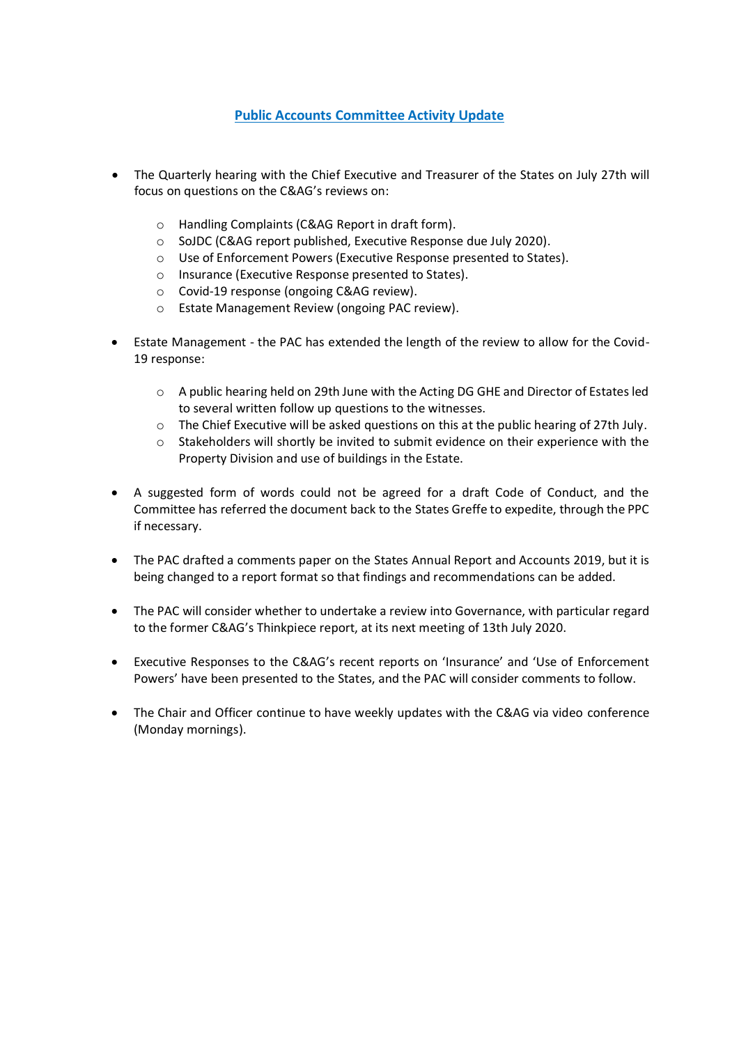# Public Accounts Committee Activity Update

- The Quarterly hearing with the Chief Executive and Treasurer of the States on July 27th will focus on questions on the C&AG's reviews on:
  - Handling Complaints (C&AG Report in draft form).
  - SoJDC (C&AG report published, Executive Response due July 2020).
  - Use of Enforcement Powers (Executive Response presented to States).
  - Insurance (Executive Response presented to States).
  - Covid-19 response (ongoing C&AG review).
  - Estate Management Review (ongoing PAC review).
- Estate Management - the PAC has extended the length of the review to allow for the Covid-19 response:
  - A public hearing held on 29th June with the Acting DG GHE and Director of Estates led to several written follow up questions to the witnesses.
  - The Chief Executive will be asked questions on this at the public hearing of 27th July.
  - Stakeholders will shortly be invited to submit evidence on their experience with the Property Division and use of buildings in the Estate.
- A suggested form of words could not be agreed for a draft Code of Conduct, and the Committee has referred the document back to the States Greffe to expedite, through the PPC if necessary.
- The PAC drafted a comments paper on the States Annual Report and Accounts 2019, but it is being changed to a report format so that findings and recommendations can be added.
- The PAC will consider whether to undertake a review into Governance, with particular regard to the former C&AG's Thinkpiece report, at its next meeting of 13th July 2020.
- Executive Responses to the C&AG's recent reports on 'Insurance' and 'Use of Enforcement Powers' have been presented to the States, and the PAC will consider comments to follow.
- The Chair and Officer continue to have weekly updates with the C&AG via video conference (Monday mornings).